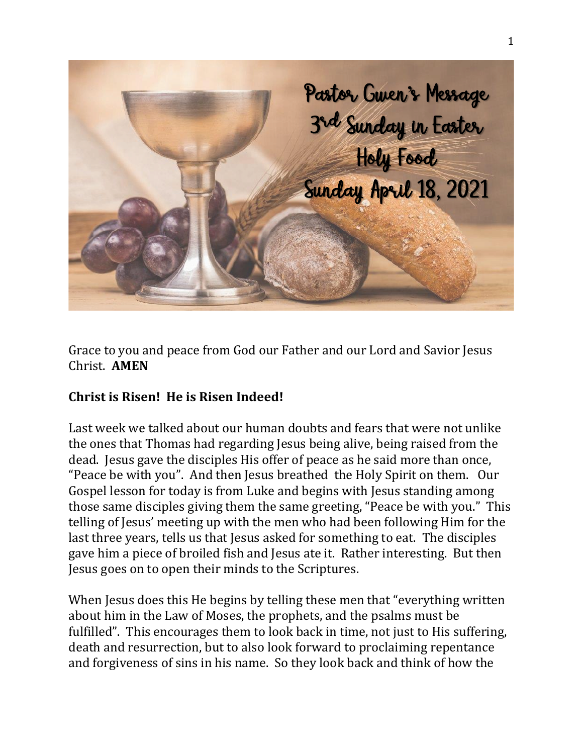Pastor Gwen's Message

3rd Sunday in Easter

Holy Food

Sunday April 18, 2021

Grace to you and peace from God our Father and our Lord and Savior Jesus Christ. **AMEN**

**Christ is Risen! He is Risen Indeed!**

Last week we talked about our human doubts and fears that were not unlike the ones that Thomas had regarding Jesus being alive, being raised from the dead. Jesus gave the disciples His offer of peace as he said more than once, "Peace be with you". And then Jesus breathed the Holy Spirit on them. Our Gospel lesson for today is from Luke and begins with Jesus standing among those same disciples giving them the same greeting, "Peace be with you." This telling of Jesus' meeting up with the men who had been following Him for the last three years, tells us that Jesus asked for something to eat. The disciples gave him a piece of broiled fish and Jesus ate it. Rather interesting. But then Jesus goes on to open their minds to the Scriptures.

When Jesus does this He begins by telling these men that "everything written about him in the Law of Moses, the prophets, and the psalms must be fulfilled". This encourages them to look back in time, not just to His suffering, death and resurrection, but to also look forward to proclaiming repentance and forgiveness of sins in his name. So they look back and think of how the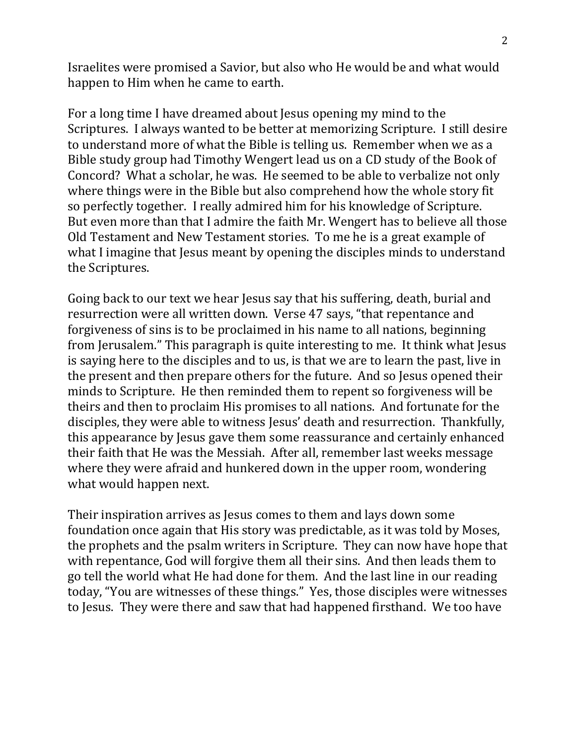Israelites were promised a Savior, but also who He would be and what would happen to Him when he came to earth.

For a long time I have dreamed about Jesus opening my mind to the Scriptures. I always wanted to be better at memorizing Scripture. I still desire to understand more of what the Bible is telling us. Remember when we as a Bible study group had Timothy Wengert lead us on a CD study of the Book of Concord? What a scholar, he was. He seemed to be able to verbalize not only where things were in the Bible but also comprehend how the whole story fit so perfectly together. I really admired him for his knowledge of Scripture. But even more than that I admire the faith Mr. Wengert has to believe all those Old Testament and New Testament stories. To me he is a great example of what I imagine that Jesus meant by opening the disciples minds to understand the Scriptures.

Going back to our text we hear Jesus say that his suffering, death, burial and resurrection were all written down. Verse 47 says, "that repentance and forgiveness of sins is to be proclaimed in his name to all nations, beginning from Jerusalem." This paragraph is quite interesting to me. It think what Jesus is saying here to the disciples and to us, is that we are to learn the past, live in the present and then prepare others for the future. And so Jesus opened their minds to Scripture. He then reminded them to repent so forgiveness will be theirs and then to proclaim His promises to all nations. And fortunate for the disciples, they were able to witness Jesus' death and resurrection. Thankfully, this appearance by Jesus gave them some reassurance and certainly enhanced their faith that He was the Messiah. After all, remember last weeks message where they were afraid and hunkered down in the upper room, wondering what would happen next.

Their inspiration arrives as Jesus comes to them and lays down some foundation once again that His story was predictable, as it was told by Moses, the prophets and the psalm writers in Scripture. They can now have hope that with repentance, God will forgive them all their sins. And then leads them to go tell the world what He had done for them. And the last line in our reading today, "You are witnesses of these things." Yes, those disciples were witnesses to Jesus. They were there and saw that had happened firsthand. We too have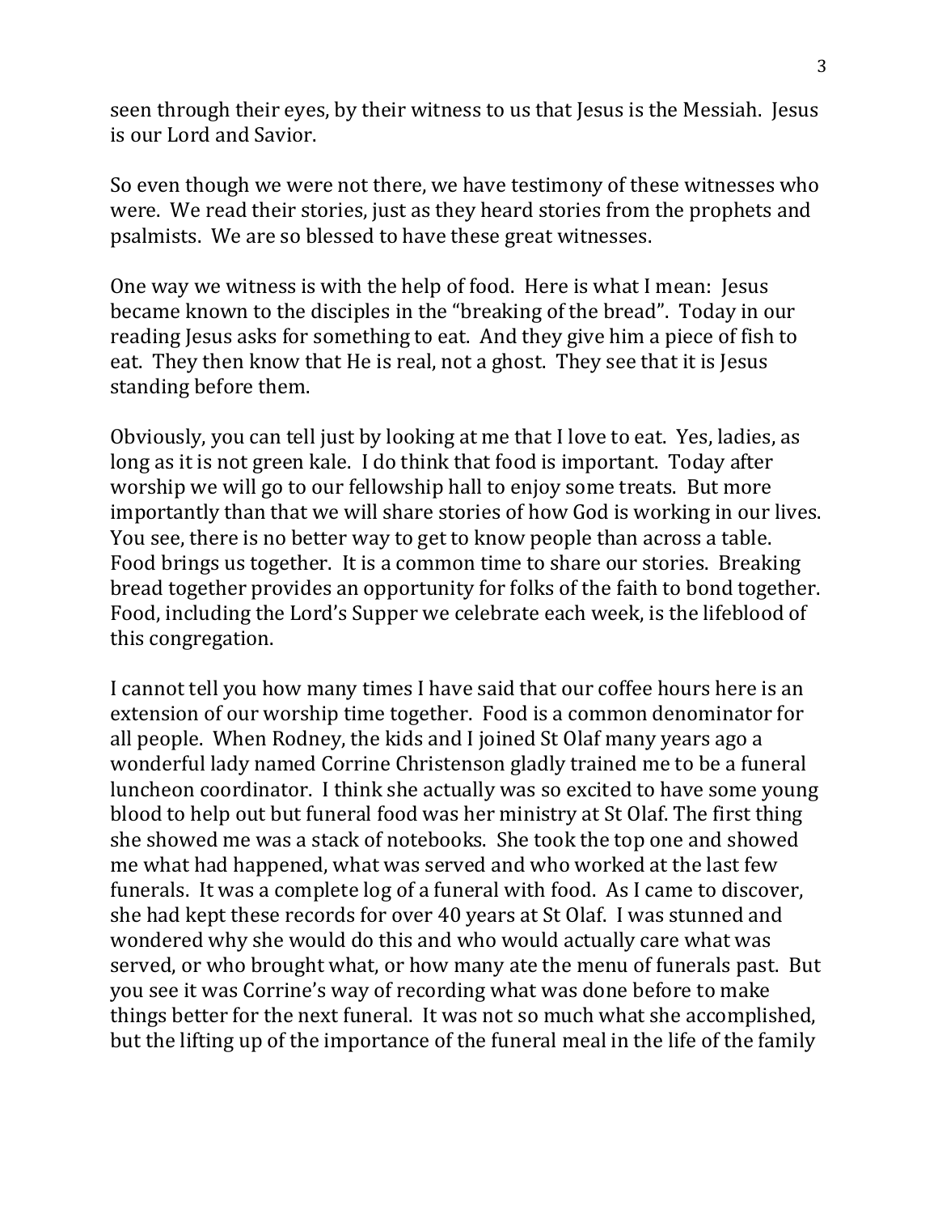seen through their eyes, by their witness to us that Jesus is the Messiah. Jesus is our Lord and Savior.

So even though we were not there, we have testimony of these witnesses who were. We read their stories, just as they heard stories from the prophets and psalmists. We are so blessed to have these great witnesses.

One way we witness is with the help of food. Here is what I mean: Jesus became known to the disciples in the "breaking of the bread". Today in our reading Jesus asks for something to eat. And they give him a piece of fish to eat. They then know that He is real, not a ghost. They see that it is Jesus standing before them.

Obviously, you can tell just by looking at me that I love to eat. Yes, ladies, as long as it is not green kale. I do think that food is important. Today after worship we will go to our fellowship hall to enjoy some treats. But more importantly than that we will share stories of how God is working in our lives. You see, there is no better way to get to know people than across a table. Food brings us together. It is a common time to share our stories. Breaking bread together provides an opportunity for folks of the faith to bond together. Food, including the Lord's Supper we celebrate each week, is the lifeblood of this congregation.

I cannot tell you how many times I have said that our coffee hours here is an extension of our worship time together. Food is a common denominator for all people. When Rodney, the kids and I joined St Olaf many years ago a wonderful lady named Corrine Christenson gladly trained me to be a funeral luncheon coordinator. I think she actually was so excited to have some young blood to help out but funeral food was her ministry at St Olaf. The first thing she showed me was a stack of notebooks. She took the top one and showed me what had happened, what was served and who worked at the last few funerals. It was a complete log of a funeral with food. As I came to discover, she had kept these records for over 40 years at St Olaf. I was stunned and wondered why she would do this and who would actually care what was served, or who brought what, or how many ate the menu of funerals past. But you see it was Corrine's way of recording what was done before to make things better for the next funeral. It was not so much what she accomplished, but the lifting up of the importance of the funeral meal in the life of the family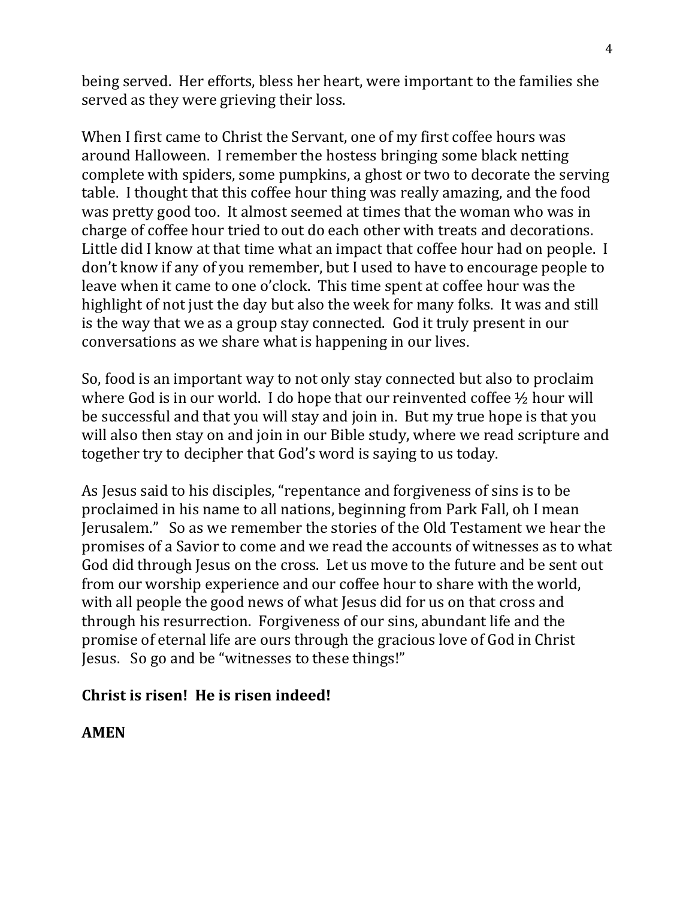being served. Her efforts, bless her heart, were important to the families she served as they were grieving their loss.

When I first came to Christ the Servant, one of my first coffee hours was around Halloween. I remember the hostess bringing some black netting complete with spiders, some pumpkins, a ghost or two to decorate the serving table. I thought that this coffee hour thing was really amazing, and the food was pretty good too. It almost seemed at times that the woman who was in charge of coffee hour tried to out do each other with treats and decorations. Little did I know at that time what an impact that coffee hour had on people. I don't know if any of you remember, but I used to have to encourage people to leave when it came to one o'clock. This time spent at coffee hour was the highlight of not just the day but also the week for many folks. It was and still is the way that we as a group stay connected. God it truly present in our conversations as we share what is happening in our lives.

So, food is an important way to not only stay connected but also to proclaim where God is in our world. I do hope that our reinvented coffee ½ hour will be successful and that you will stay and join in. But my true hope is that you will also then stay on and join in our Bible study, where we read scripture and together try to decipher that God's word is saying to us today.

As Jesus said to his disciples, "repentance and forgiveness of sins is to be proclaimed in his name to all nations, beginning from Park Fall, oh I mean Jerusalem." So as we remember the stories of the Old Testament we hear the promises of a Savior to come and we read the accounts of witnesses as to what God did through Jesus on the cross. Let us move to the future and be sent out from our worship experience and our coffee hour to share with the world, with all people the good news of what Jesus did for us on that cross and through his resurrection. Forgiveness of our sins, abundant life and the promise of eternal life are ours through the gracious love of God in Christ Jesus. So go and be "witnesses to these things!"

**Christ is risen! He is risen indeed!**

**AMEN**